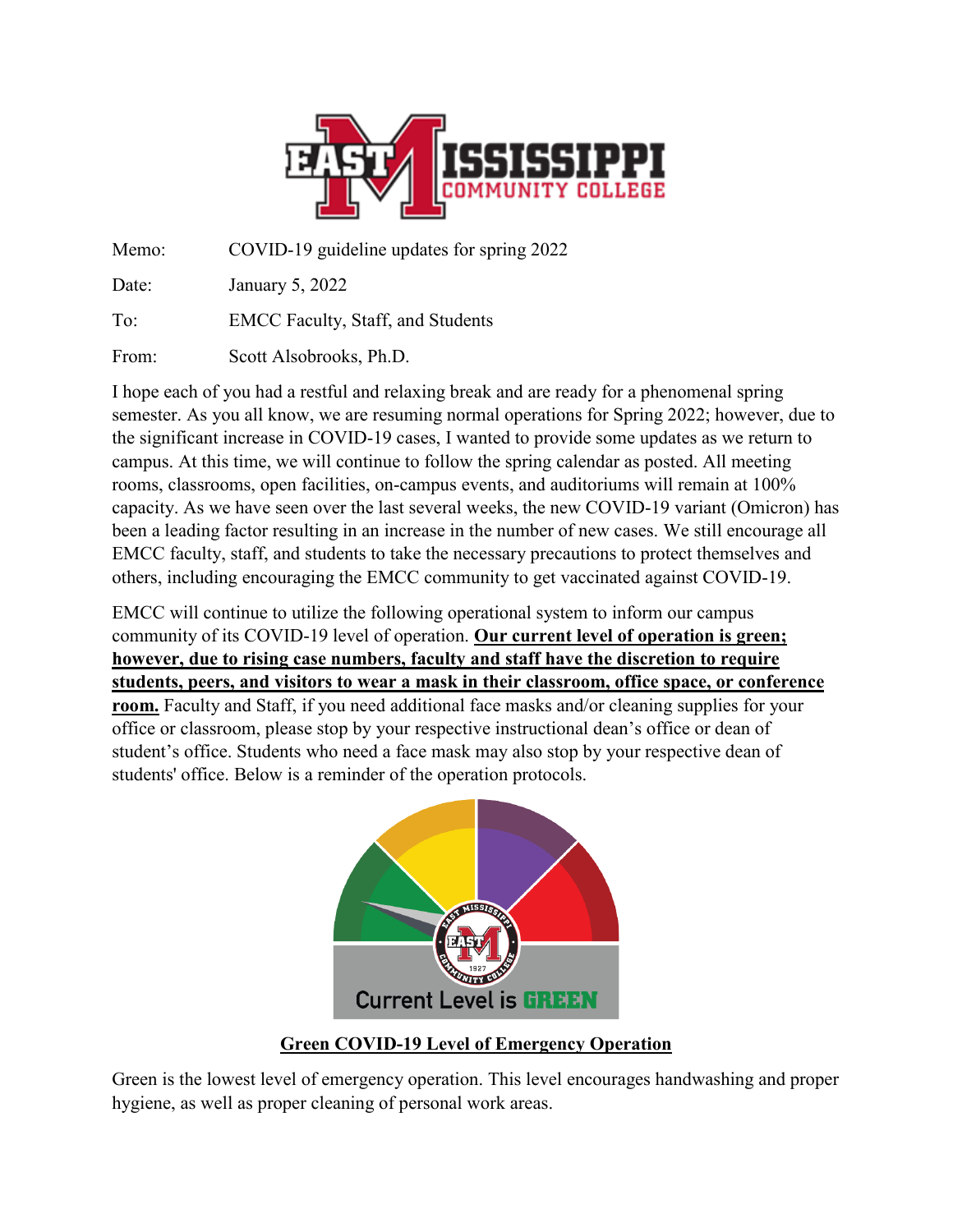| | |
|---|---|
| Memo: | COVID-19 guideline updates for spring 2022 |
| Date: | January 5, 2022 |
| To: | EMCC Faculty, Staff, and Students |
| From: | Scott Alsobrooks, Ph.D. |

I hope each of you had a restful and relaxing break and are ready for a phenomenal spring semester. As you all know, we are resuming normal operations for Spring 2022; however, due to the significant increase in COVID-19 cases, I wanted to provide some updates as we return to campus. At this time, we will continue to follow the spring calendar as posted. All meeting rooms, classrooms, open facilities, on-campus events, and auditoriums will remain at 100% capacity. As we have seen over the last several weeks, the new COVID-19 variant (Omicron) has been a leading factor resulting in an increase in the number of new cases. We still encourage all EMCC faculty, staff, and students to take the necessary precautions to protect themselves and others, including encouraging the EMCC community to get vaccinated against COVID-19.

EMCC will continue to utilize the following operational system to inform our campus community of its COVID-19 level of operation. **Our current level of operation is green; however, due to rising case numbers, faculty and staff have the discretion to require students, peers, and visitors to wear a mask in their classroom, office space, or conference room.** Faculty and Staff, if you need additional face masks and/or cleaning supplies for your office or classroom, please stop by your respective instructional dean's office or dean of student's office. Students who need a face mask may also stop by your respective dean of students' office. Below is a reminder of the operation protocols.

Current Level is GREEN

**Green COVID-19 Level of Emergency Operation**

Green is the lowest level of emergency operation. This level encourages handwashing and proper hygiene, as well as proper cleaning of personal work areas.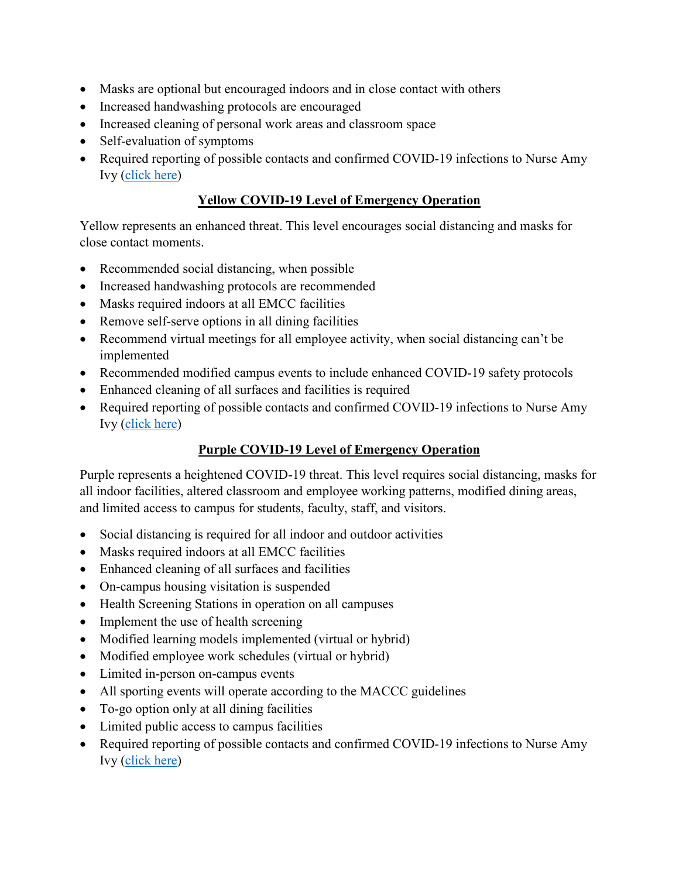- Masks are optional but encouraged indoors and in close contact with others
- Increased handwashing protocols are encouraged
- Increased cleaning of personal work areas and classroom space
- Self-evaluation of symptoms
- Required reporting of possible contacts and confirmed COVID-19 infections to Nurse Amy Ivy (click here)

## Yellow COVID-19 Level of Emergency Operation

Yellow represents an enhanced threat. This level encourages social distancing and masks for close contact moments.

- Recommended social distancing, when possible
- Increased handwashing protocols are recommended
- Masks required indoors at all EMCC facilities
- Remove self-serve options in all dining facilities
- Recommend virtual meetings for all employee activity, when social distancing can't be implemented
- Recommended modified campus events to include enhanced COVID-19 safety protocols
- Enhanced cleaning of all surfaces and facilities is required
- Required reporting of possible contacts and confirmed COVID-19 infections to Nurse Amy Ivy (click here)

## Purple COVID-19 Level of Emergency Operation

Purple represents a heightened COVID-19 threat. This level requires social distancing, masks for all indoor facilities, altered classroom and employee working patterns, modified dining areas, and limited access to campus for students, faculty, staff, and visitors.

- Social distancing is required for all indoor and outdoor activities
- Masks required indoors at all EMCC facilities
- Enhanced cleaning of all surfaces and facilities
- On-campus housing visitation is suspended
- Health Screening Stations in operation on all campuses
- Implement the use of health screening
- Modified learning models implemented (virtual or hybrid)
- Modified employee work schedules (virtual or hybrid)
- Limited in-person on-campus events
- All sporting events will operate according to the MACCC guidelines
- To-go option only at all dining facilities
- Limited public access to campus facilities
- Required reporting of possible contacts and confirmed COVID-19 infections to Nurse Amy Ivy (click here)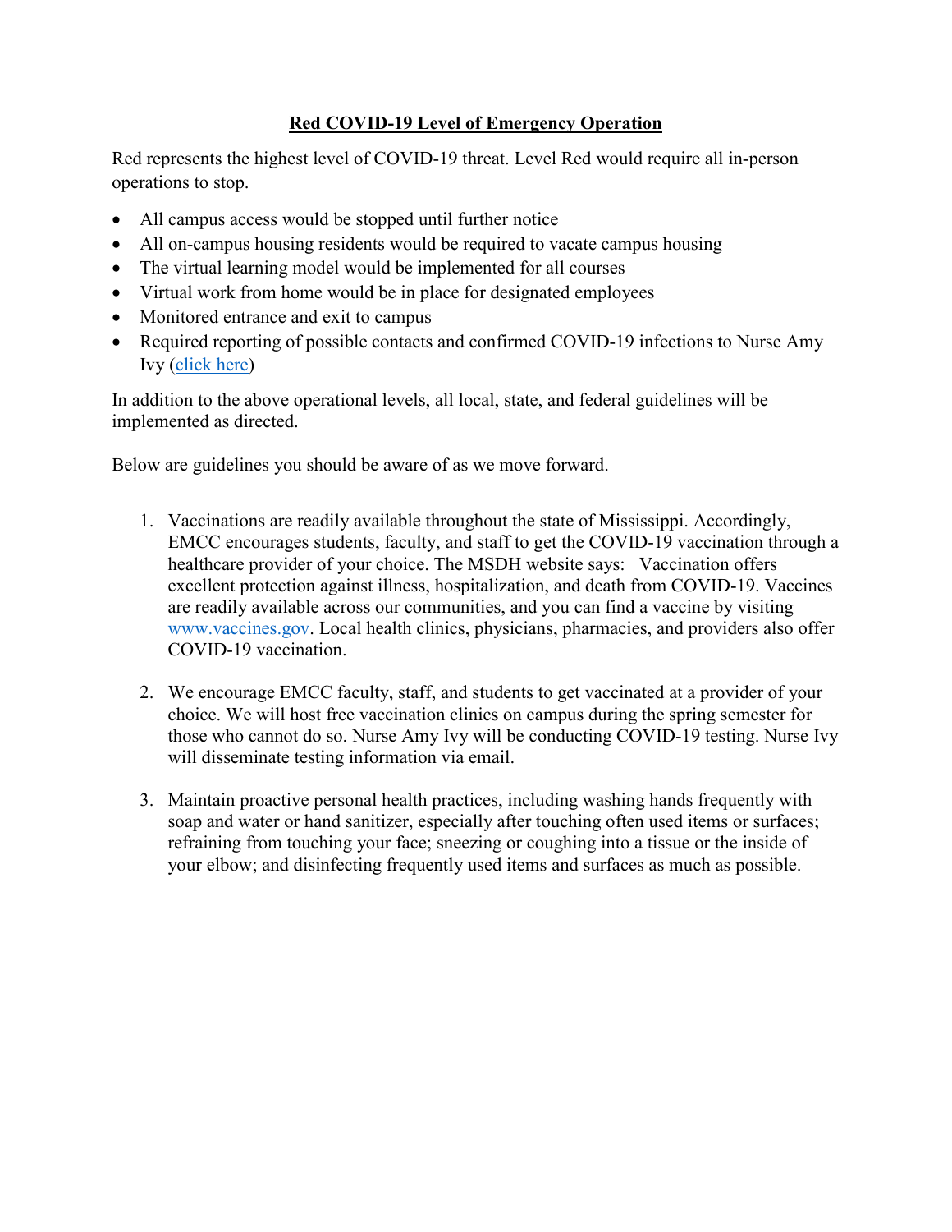## **Red COVID-19 Level of Emergency Operation**

Red represents the highest level of COVID-19 threat. Level Red would require all in-person operations to stop.

- All campus access would be stopped until further notice
- All on-campus housing residents would be required to vacate campus housing
- The virtual learning model would be implemented for all courses
- Virtual work from home would be in place for designated employees
- Monitored entrance and exit to campus
- Required reporting of possible contacts and confirmed COVID-19 infections to Nurse Amy Ivy (click here)

In addition to the above operational levels, all local, state, and federal guidelines will be implemented as directed.

Below are guidelines you should be aware of as we move forward.

1. Vaccinations are readily available throughout the state of Mississippi. Accordingly, EMCC encourages students, faculty, and staff to get the COVID-19 vaccination through a healthcare provider of your choice. The MSDH website says: Vaccination offers excellent protection against illness, hospitalization, and death from COVID-19. Vaccines are readily available across our communities, and you can find a vaccine by visiting www.vaccines.gov. Local health clinics, physicians, pharmacies, and providers also offer COVID-19 vaccination.

2. We encourage EMCC faculty, staff, and students to get vaccinated at a provider of your choice. We will host free vaccination clinics on campus during the spring semester for those who cannot do so. Nurse Amy Ivy will be conducting COVID-19 testing. Nurse Ivy will disseminate testing information via email.

3. Maintain proactive personal health practices, including washing hands frequently with soap and water or hand sanitizer, especially after touching often used items or surfaces; refraining from touching your face; sneezing or coughing into a tissue or the inside of your elbow; and disinfecting frequently used items and surfaces as much as possible.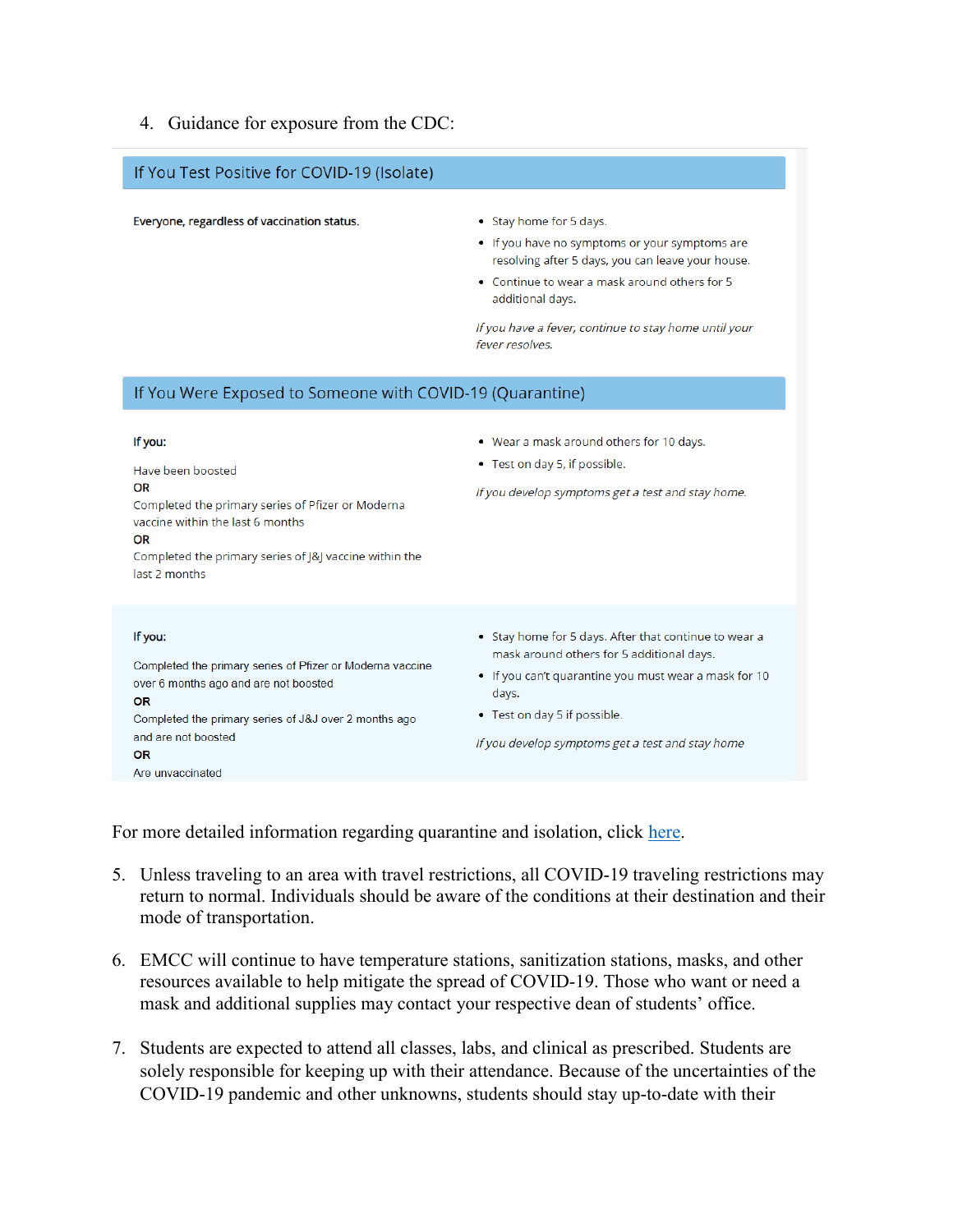4. Guidance for exposure from the CDC:

## If You Test Positive for COVID-19 (Isolate)

| | |
|---|---|
| **Everyone, regardless of vaccination status.** | • Stay home for 5 days.<br>• If you have no symptoms or your symptoms are resolving after 5 days, you can leave your house.<br>• Continue to wear a mask around others for 5 additional days.<br><br>*If you have a fever, continue to stay home until your fever resolves.* |

## If You Were Exposed to Someone with COVID-19 (Quarantine)

| | |
|---|---|
| **If you:**<br><br>Have been boosted<br>**OR**<br>Completed the primary series of Pfizer or Moderna vaccine within the last 6 months<br>**OR**<br>Completed the primary series of J&J vaccine within the last 2 months | • Wear a mask around others for 10 days.<br>• Test on day 5, if possible.<br><br>*If you develop symptoms get a test and stay home.* |
| **If you:**<br><br>Completed the primary series of Pfizer or Moderna vaccine over 6 months ago and are not boosted<br>**OR**<br>Completed the primary series of J&J over 2 months ago and are not boosted<br>**OR**<br>Are unvaccinated | • Stay home for 5 days. After that continue to wear a mask around others for 5 additional days.<br>• If you can't quarantine you must wear a mask for 10 days.<br>• Test on day 5 if possible.<br><br>*If you develop symptoms get a test and stay home* |

For more detailed information regarding quarantine and isolation, click here.

5. Unless traveling to an area with travel restrictions, all COVID-19 traveling restrictions may return to normal. Individuals should be aware of the conditions at their destination and their mode of transportation.

6. EMCC will continue to have temperature stations, sanitization stations, masks, and other resources available to help mitigate the spread of COVID-19. Those who want or need a mask and additional supplies may contact your respective dean of students' office.

7. Students are expected to attend all classes, labs, and clinical as prescribed. Students are solely responsible for keeping up with their attendance. Because of the uncertainties of the COVID-19 pandemic and other unknowns, students should stay up-to-date with their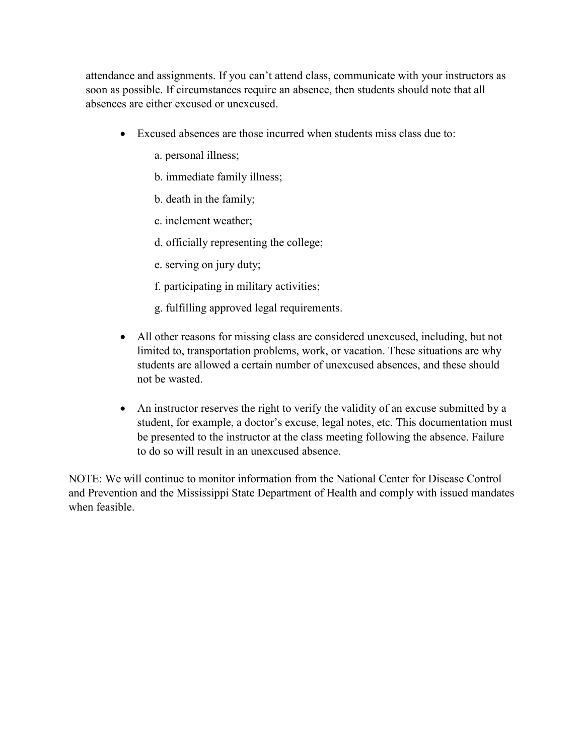attendance and assignments. If you can't attend class, communicate with your instructors as soon as possible. If circumstances require an absence, then students should note that all absences are either excused or unexcused.

- Excused absences are those incurred when students miss class due to:

  a. personal illness;

  b. immediate family illness;

  b. death in the family;

  c. inclement weather;

  d. officially representing the college;

  e. serving on jury duty;

  f. participating in military activities;

  g. fulfilling approved legal requirements.

- All other reasons for missing class are considered unexcused, including, but not limited to, transportation problems, work, or vacation. These situations are why students are allowed a certain number of unexcused absences, and these should not be wasted.

- An instructor reserves the right to verify the validity of an excuse submitted by a student, for example, a doctor's excuse, legal notes, etc. This documentation must be presented to the instructor at the class meeting following the absence. Failure to do so will result in an unexcused absence.

NOTE: We will continue to monitor information from the National Center for Disease Control and Prevention and the Mississippi State Department of Health and comply with issued mandates when feasible.